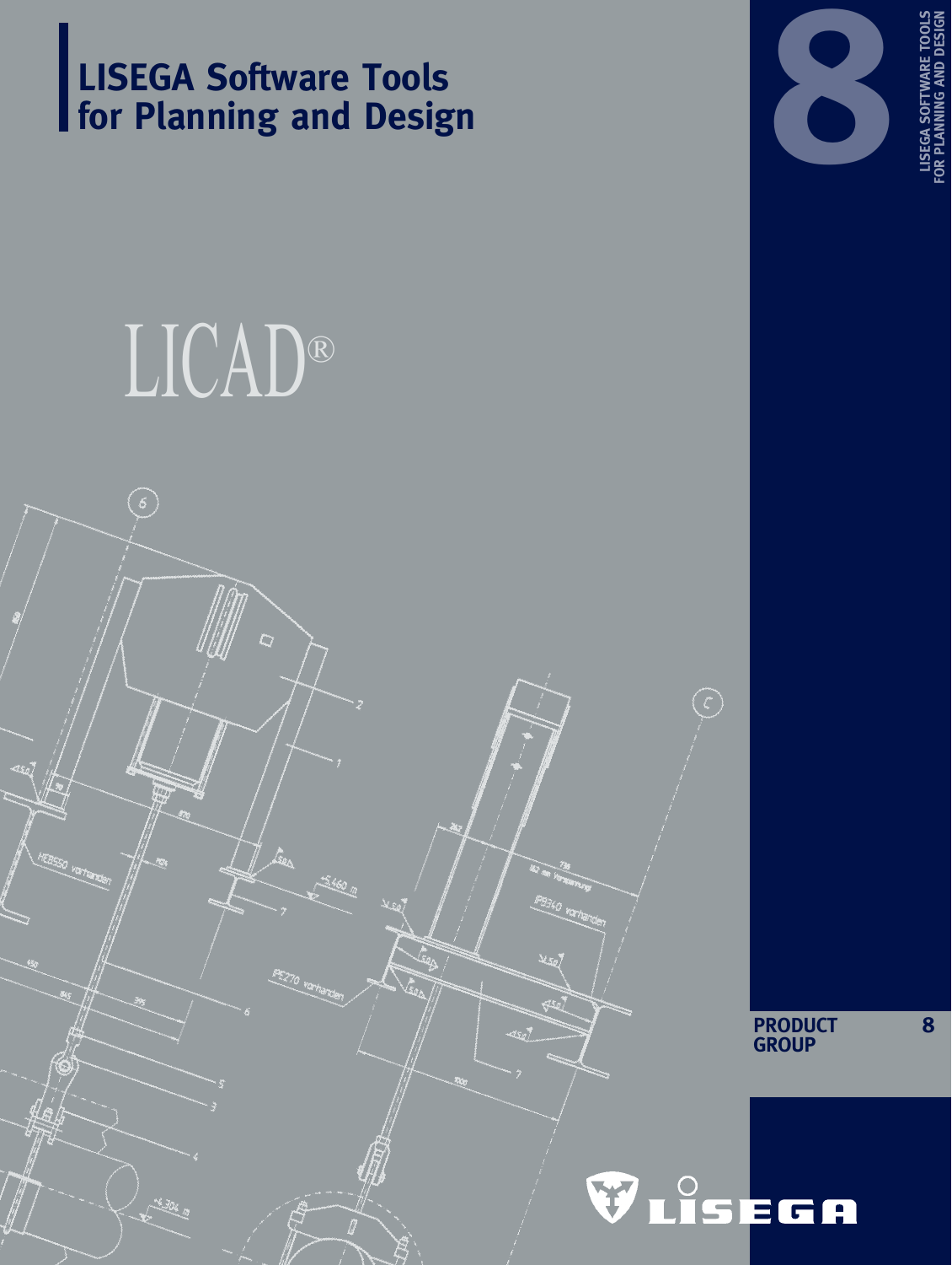# LISEGA Software Tools for Planning and Design

LICAD®

8

LISEGA SOFTWARE TOOLS FOR PLANNING AND DESIGN

PRODUCT GROUP 8

LISEGA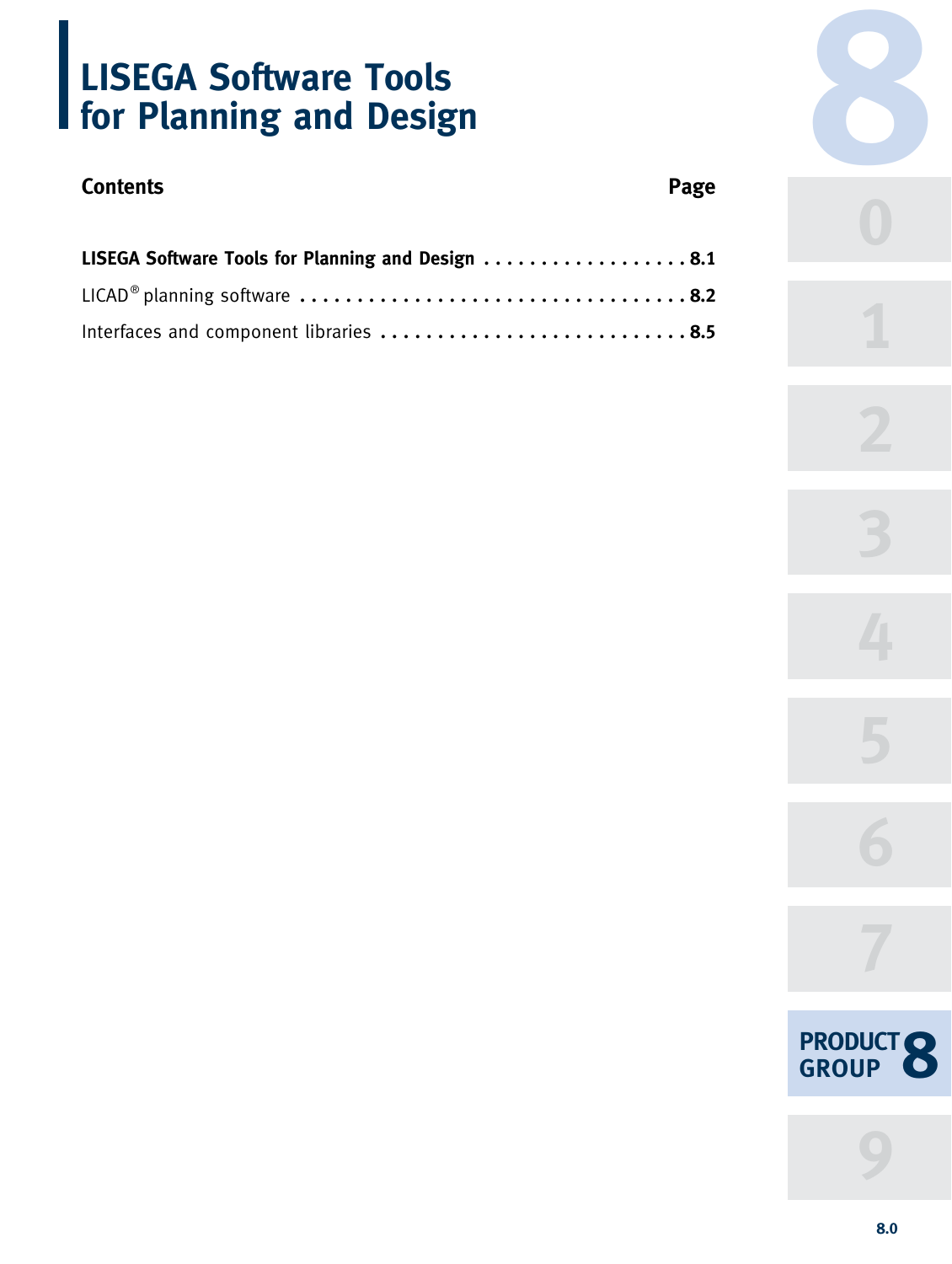# LISEGA Software Tools for Planning and Design

| Contents | Page |
|---|---|
| **LISEGA Software Tools for Planning and Design** | **8.1** |
| LICAD® planning software | **8.2** |
| Interfaces and component libraries | **8.5** |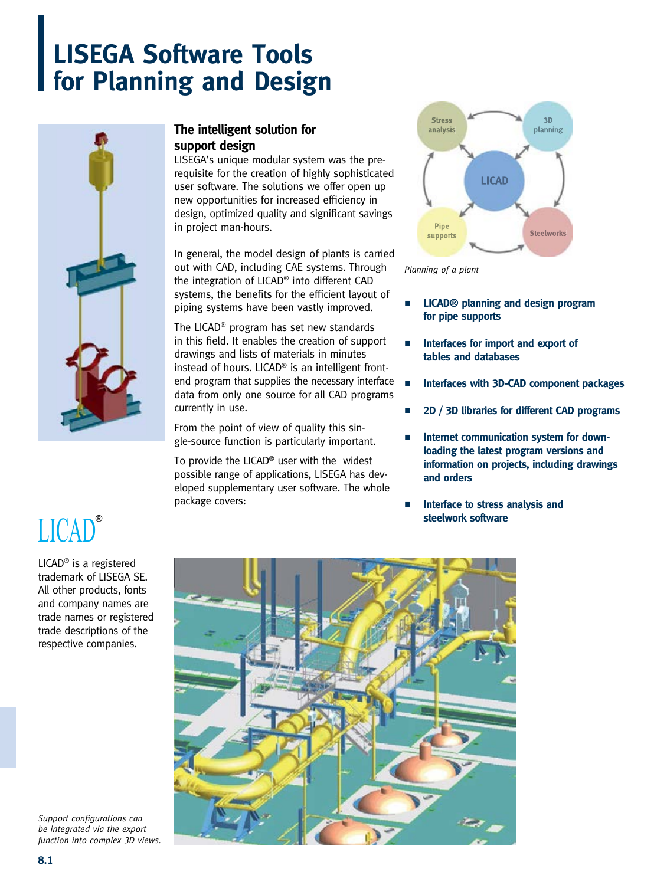# LISEGA Software Tools for Planning and Design

## The intelligent solution for support design

LISEGA's unique modular system was the prerequisite for the creation of highly sophisticated user software. The solutions we offer open up new opportunities for increased efficiency in design, optimized quality and significant savings in project man-hours.

In general, the model design of plants is carried out with CAD, including CAE systems. Through the integration of LICAD® into different CAD systems, the benefits for the efficient layout of piping systems have been vastly improved.

The LICAD® program has set new standards in this field. It enables the creation of support drawings and lists of materials in minutes instead of hours. LICAD® is an intelligent front-end program that supplies the necessary interface data from only one source for all CAD programs currently in use.

From the point of view of quality this single-source function is particularly important.

To provide the LICAD® user with the widest possible range of applications, LISEGA has developed supplementary user software. The whole package covers:

*Planning of a plant*

- **LICAD® planning and design program for pipe supports**
- **Interfaces for import and export of tables and databases**
- **Interfaces with 3D-CAD component packages**
- **2D / 3D libraries for different CAD programs**
- **Internet communication system for downloading the latest program versions and information on projects, including drawings and orders**
- **Interface to stress analysis and steelwork software**

LICAD®

LICAD® is a registered trademark of LISEGA SE. All other products, fonts and company names are trade names or registered trade descriptions of the respective companies.

*Support configurations can be integrated via the export function into complex 3D views.*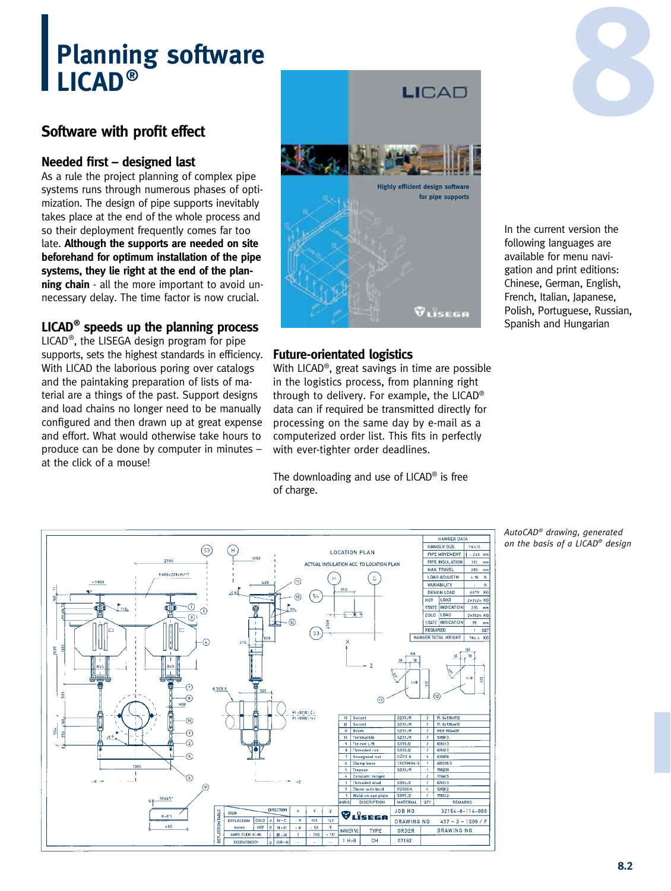# Planning software LICAD®

## Software with profit effect

### Needed first – designed last

As a rule the project planning of complex pipe systems runs through numerous phases of optimization. The design of pipe supports inevitably takes place at the end of the whole process and so their deployment frequently comes far too late. **Although the supports are needed on site beforehand for optimum installation of the pipe systems, they lie right at the end of the planning chain** - all the more important to avoid unnecessary delay. The time factor is now crucial.

### LICAD® speeds up the planning process

LICAD®, the LISEGA design program for pipe supports, sets the highest standards in efficiency. With LICAD the laborious poring over catalogs and the paintaking preparation of lists of material are a things of the past. Support designs and load chains no longer need to be manually configured and then drawn up at great expense and effort. What would otherwise take hours to produce can be done by computer in minutes – at the click of a mouse!

### Future-orientated logistics

With LICAD®, great savings in time are possible in the logistics process, from planning right through to delivery. For example, the LICAD® data can if required be transmitted directly for processing on the same day by e-mail as a computerized order list. This fits in perfectly with ever-tighter order deadlines.

The downloading and use of LICAD® is free of charge.

In the current version the following languages are available for menu navigation and print editions: Chinese, German, English, French, Italian, Japanese, Polish, Portuguese, Russian, Spanish and Hungarian

*AutoCAD® drawing, generated on the basis of a LICAD® design*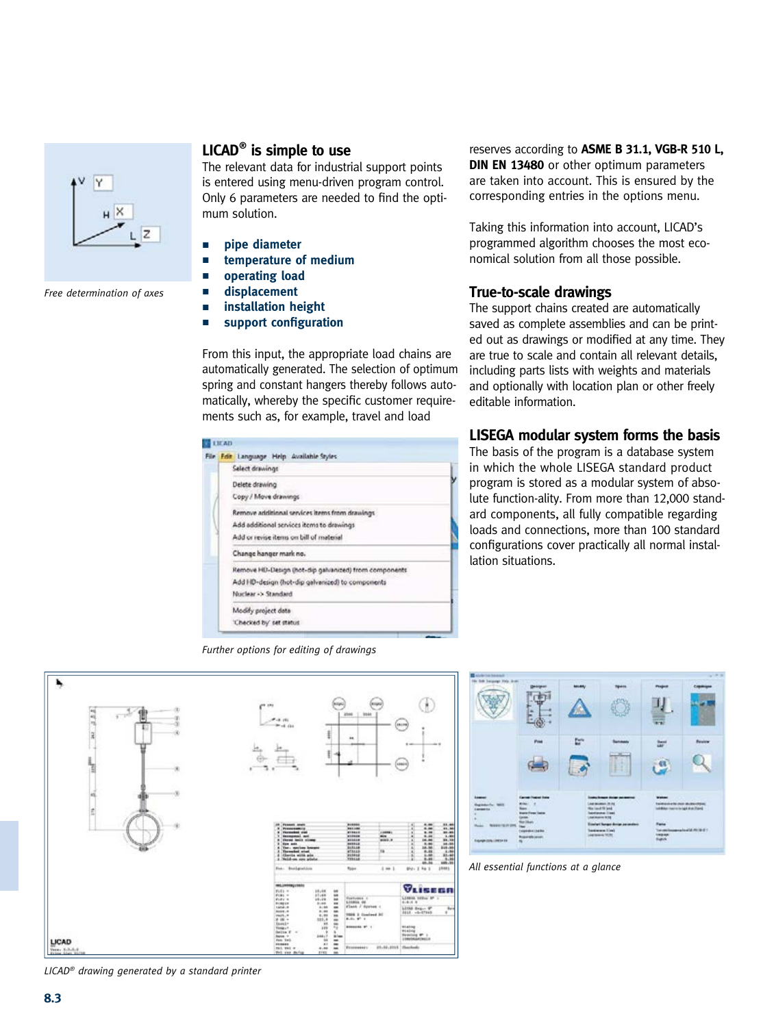Free determination of axes

## LICAD® is simple to use

The relevant data for industrial support points is entered using menu-driven program control. Only 6 parameters are needed to find the optimum solution.

- **pipe diameter**
- **temperature of medium**
- **operating load**
- **displacement**
- **installation height**
- **support configuration**

From this input, the appropriate load chains are automatically generated. The selection of optimum spring and constant hangers thereby follows automatically, whereby the specific customer requirements such as, for example, travel and load reserves according to **ASME B 31.1, VGB-R 510 L, DIN EN 13480** or other optimum parameters are taken into account. This is ensured by the corresponding entries in the options menu.

Taking this information into account, LICAD's programmed algorithm chooses the most economical solution from all those possible.

*Further options for editing of drawings*

## True-to-scale drawings

The support chains created are automatically saved as complete assemblies and can be printed out as drawings or modified at any time. They are true to scale and contain all relevant details, including parts lists with weights and materials and optionally with location plan or other freely editable information.

## LISEGA modular system forms the basis

The basis of the program is a database system in which the whole LISEGA standard product program is stored as a modular system of absolute function-ality. From more than 12,000 standard components, all fully compatible regarding loads and connections, more than 100 standard configurations cover practically all normal installation situations.

*LICAD® drawing generated by a standard printer*

*All essential functions at a glance*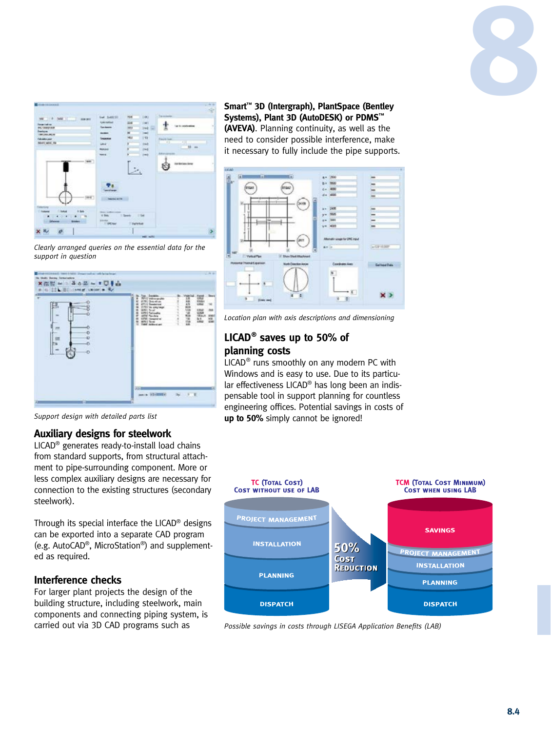*Clearly arranged queries on the essential data for the support in question*

*Support design with detailed parts list*

## Auxiliary designs for steelwork

LICAD® generates ready-to-install load chains from standard supports, from structural attachment to pipe-surrounding component. More or less complex auxiliary designs are necessary for connection to the existing structures (secondary steelwork).

Through its special interface the LICAD® designs can be exported into a separate CAD program (e.g. AutoCAD®, MicroStation®) and supplemented as required.

## Interference checks

For larger plant projects the design of the building structure, including steelwork, main components and connecting piping system, is carried out via 3D CAD programs such as **Smart™ 3D (Intergraph), PlantSpace (Bentley Systems), Plant 3D (AUTODESK) or PDMS™ (AVEVA)**. Planning continuity, as well as the need to consider possible interference, make it necessary to fully include the pipe supports.

*Location plan with axis descriptions and dimensioning*

## LICAD® saves up to 50% of planning costs

LICAD® runs smoothly on any modern PC with Windows and is easy to use. Due to its particular effectiveness LICAD® has long been an indispensable tool in support planning for countless engineering offices. Potential savings in costs of **up to 50%** simply cannot be ignored!

*Possible savings in costs through LISEGA Application Benefits (LAB)*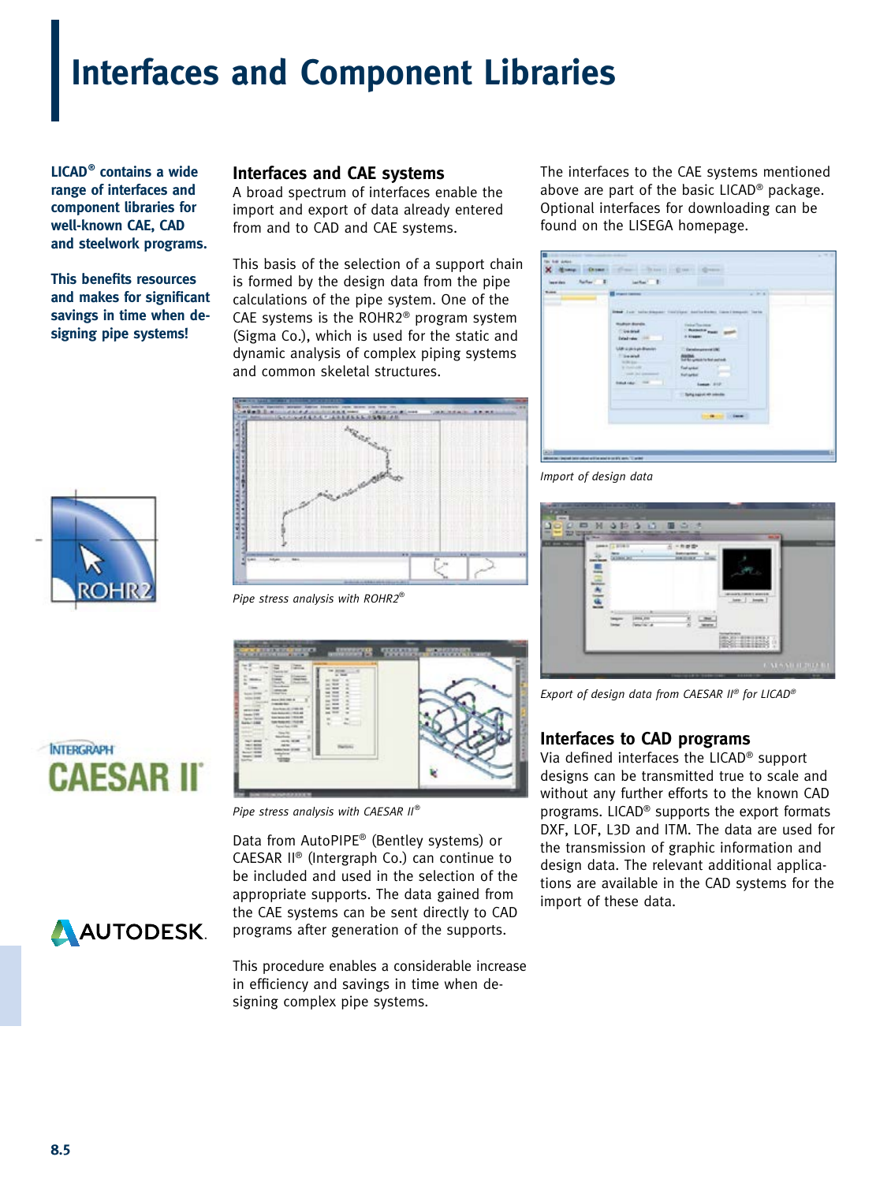# Interfaces and Component Libraries

**LICAD® contains a wide range of interfaces and component libraries for well-known CAE, CAD and steelwork programs.**

**This benefits resources and makes for significant savings in time when designing pipe systems!**

## Interfaces and CAE systems

A broad spectrum of interfaces enable the import and export of data already entered from and to CAD and CAE systems.

This basis of the selection of a support chain is formed by the design data from the pipe calculations of the pipe system. One of the CAE systems is the ROHR2® program system (Sigma Co.), which is used for the static and dynamic analysis of complex piping systems and common skeletal structures.

*Pipe stress analysis with ROHR2®*

*Pipe stress analysis with CAESAR II®*

Data from AutoPIPE® (Bentley systems) or CAESAR II® (Intergraph Co.) can continue to be included and used in the selection of the appropriate supports. The data gained from the CAE systems can be sent directly to CAD programs after generation of the supports.

This procedure enables a considerable increase in efficiency and savings in time when designing complex pipe systems.

The interfaces to the CAE systems mentioned above are part of the basic LICAD® package. Optional interfaces for downloading can be found on the LISEGA homepage.

*Import of design data*

*Export of design data from CAESAR II® for LICAD®*

## Interfaces to CAD programs

Via defined interfaces the LICAD® support designs can be transmitted true to scale and without any further efforts to the known CAD programs. LICAD® supports the export formats DXF, LOF, L3D and ITM. The data are used for the transmission of graphic information and design data. The relevant additional applications are available in the CAD systems for the import of these data.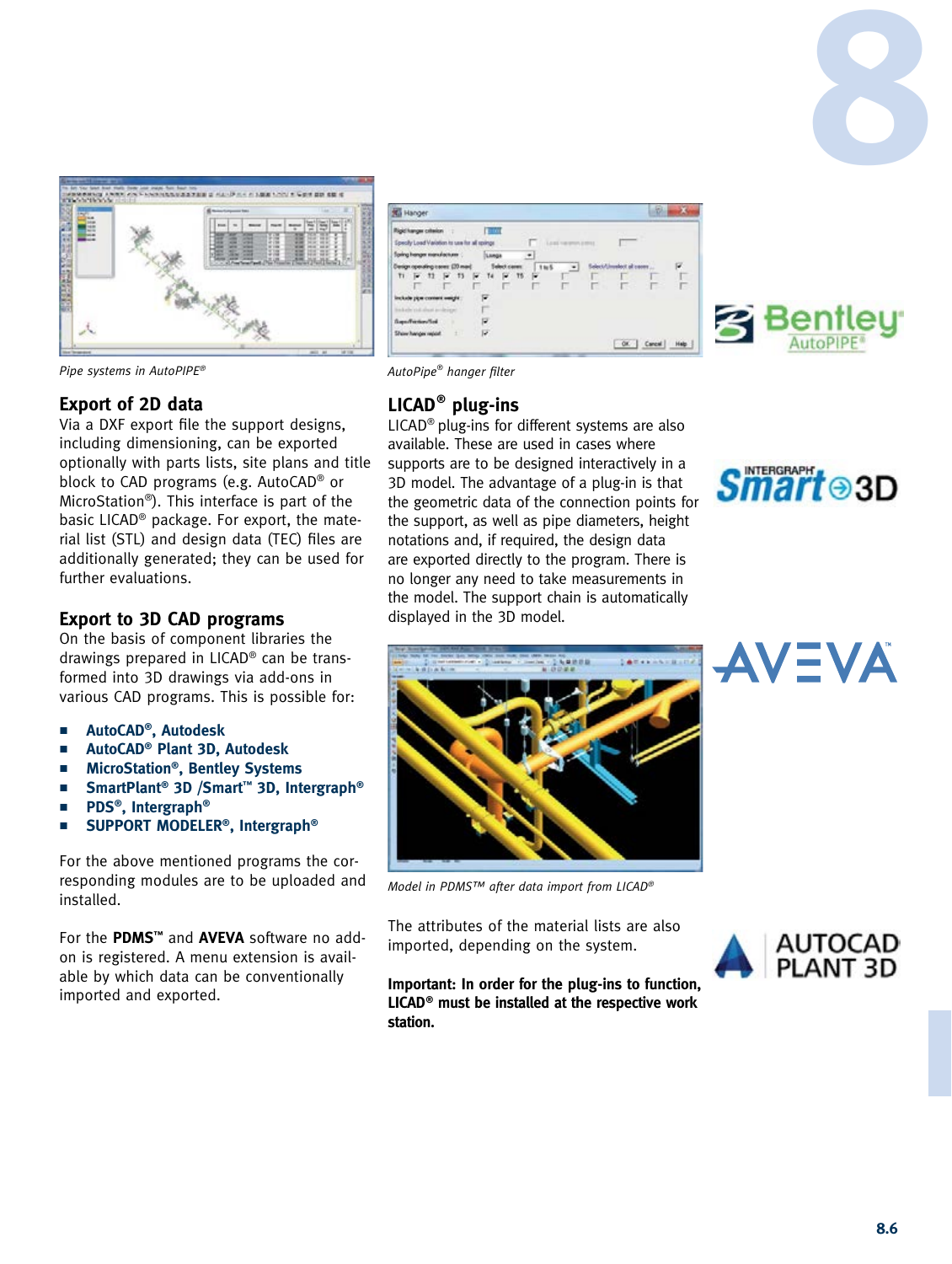*Pipe systems in AutoPIPE®*

*AutoPipe® hanger filter*

## Export of 2D data

Via a DXF export file the support designs, including dimensioning, can be exported optionally with parts lists, site plans and title block to CAD programs (e.g. AutoCAD® or MicroStation®). This interface is part of the basic LICAD® package. For export, the material list (STL) and design data (TEC) files are additionally generated; they can be used for further evaluations.

## Export to 3D CAD programs

On the basis of component libraries the drawings prepared in LICAD® can be transformed into 3D drawings via add-ons in various CAD programs. This is possible for:

- **AutoCAD®, Autodesk**
- **AutoCAD® Plant 3D, Autodesk**
- **MicroStation®, Bentley Systems**
- **SmartPlant® 3D /Smart™ 3D, Intergraph®**
- **PDS®, Intergraph®**
- **SUPPORT MODELER®, Intergraph®**

For the above mentioned programs the corresponding modules are to be uploaded and installed.

For the **PDMS™** and **AVEVA** software no add-on is registered. A menu extension is available by which data can be conventionally imported and exported.

## LICAD® plug-ins

LICAD® plug-ins for different systems are also available. These are used in cases where supports are to be designed interactively in a 3D model. The advantage of a plug-in is that the geometric data of the connection points for the support, as well as pipe diameters, height notations and, if required, the design data are exported directly to the program. There is no longer any need to take measurements in the model. The support chain is automatically displayed in the 3D model.

*Model in PDMS™ after data import from LICAD®*

The attributes of the material lists are also imported, depending on the system.

**Important: In order for the plug-ins to function, LICAD® must be installed at the respective work station.**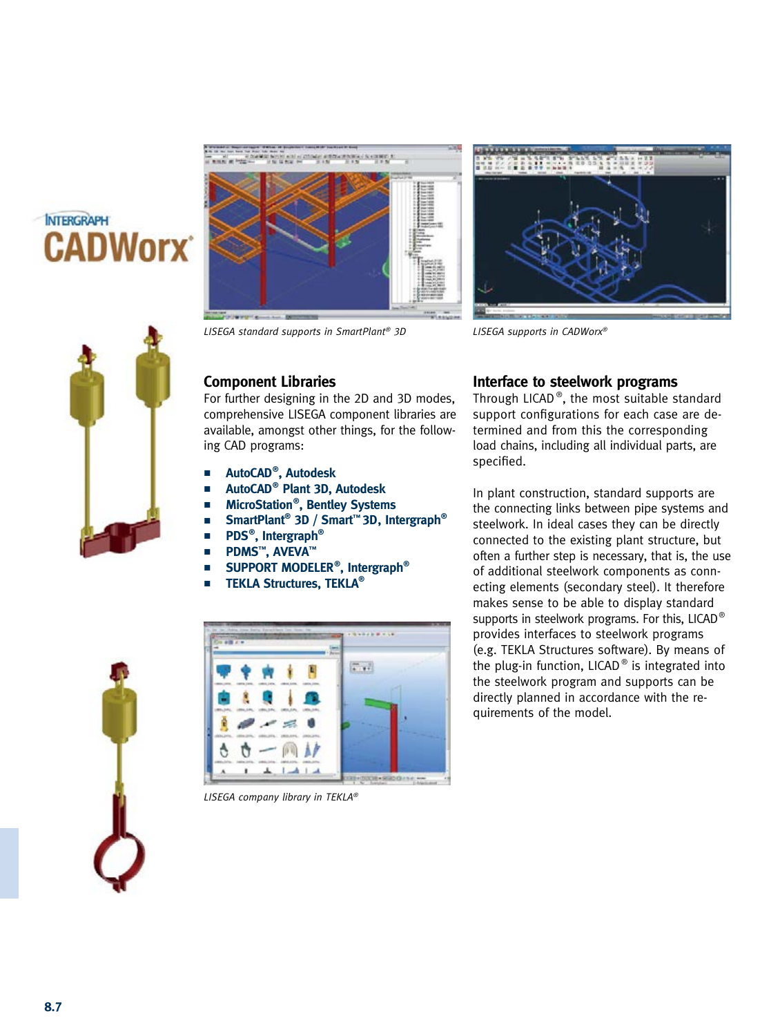INTERGRAPH CADWorx®

LISEGA standard supports in SmartPlant® 3D

LISEGA supports in CADWorx®

## Component Libraries

For further designing in the 2D and 3D modes, comprehensive LISEGA component libraries are available, amongst other things, for the following CAD programs:

- **AutoCAD®, Autodesk**
- **AutoCAD® Plant 3D, Autodesk**
- **MicroStation®, Bentley Systems**
- **SmartPlant® 3D / Smart™ 3D, Intergraph®**
- **PDS®, Intergraph®**
- **PDMS™, AVEVA™**
- **SUPPORT MODELER®, Intergraph®**
- **TEKLA Structures, TEKLA®**

LISEGA company library in TEKLA®

## Interface to steelwork programs

Through LICAD®, the most suitable standard support configurations for each case are determined and from this the corresponding load chains, including all individual parts, are specified.

In plant construction, standard supports are the connecting links between pipe systems and steelwork. In ideal cases they can be directly connected to the existing plant structure, but often a further step is necessary, that is, the use of additional steelwork components as connecting elements (secondary steel). It therefore makes sense to be able to display standard supports in steelwork programs. For this, LICAD® provides interfaces to steelwork programs (e.g. TEKLA Structures software). By means of the plug-in function, LICAD® is integrated into the steelwork program and supports can be directly planned in accordance with the requirements of the model.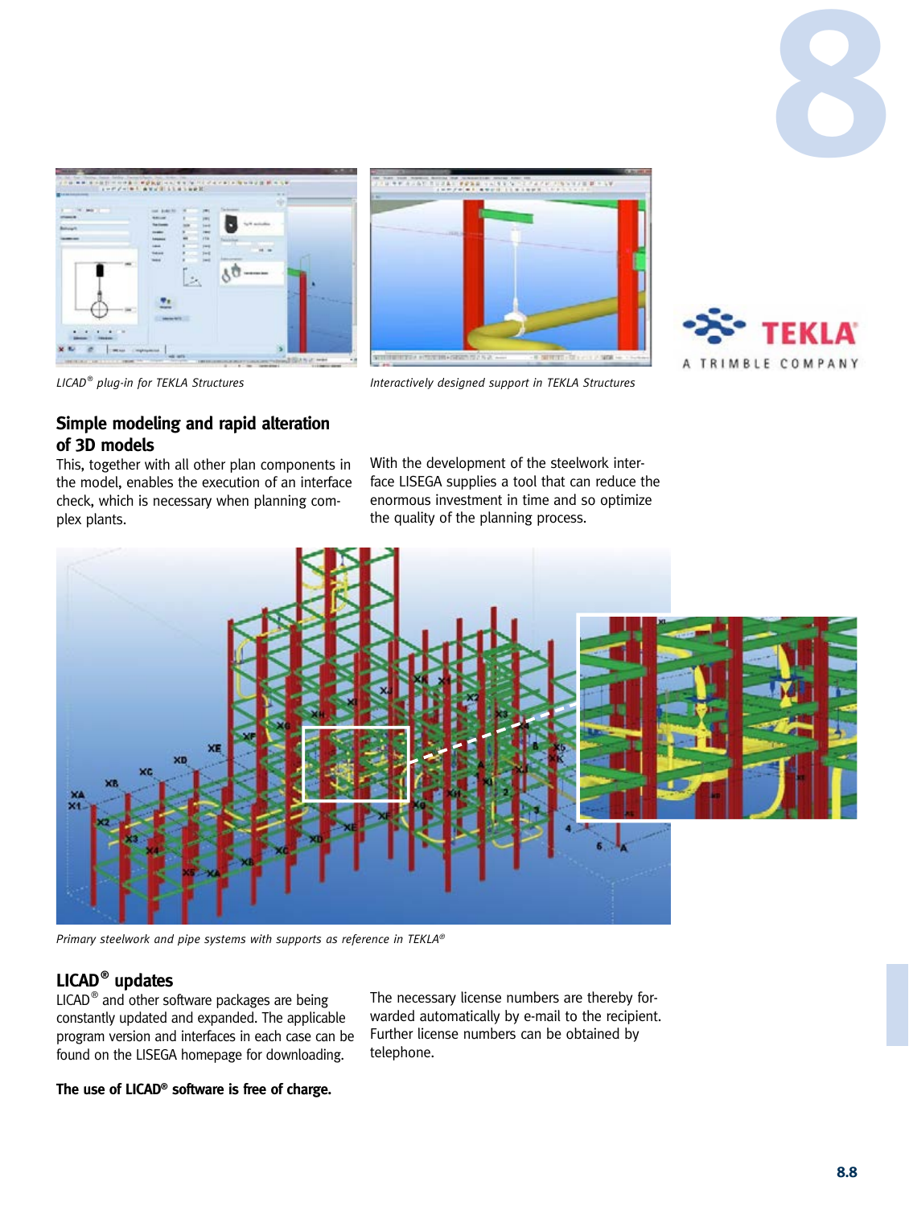*LICAD® plug-in for TEKLA Structures*

*Interactively designed support in TEKLA Structures*

TEKLA
A TRIMBLE COMPANY

## Simple modeling and rapid alteration of 3D models

This, together with all other plan components in the model, enables the execution of an interface check, which is necessary when planning complex plants.

With the development of the steelwork interface LISEGA supplies a tool that can reduce the enormous investment in time and so optimize the quality of the planning process.

*Primary steelwork and pipe systems with supports as reference in TEKLA®*

## LICAD® updates

LICAD® and other software packages are being constantly updated and expanded. The applicable program version and interfaces in each case can be found on the LISEGA homepage for downloading.

The necessary license numbers are thereby forwarded automatically by e-mail to the recipient. Further license numbers can be obtained by telephone.

**The use of LICAD® software is free of charge.**